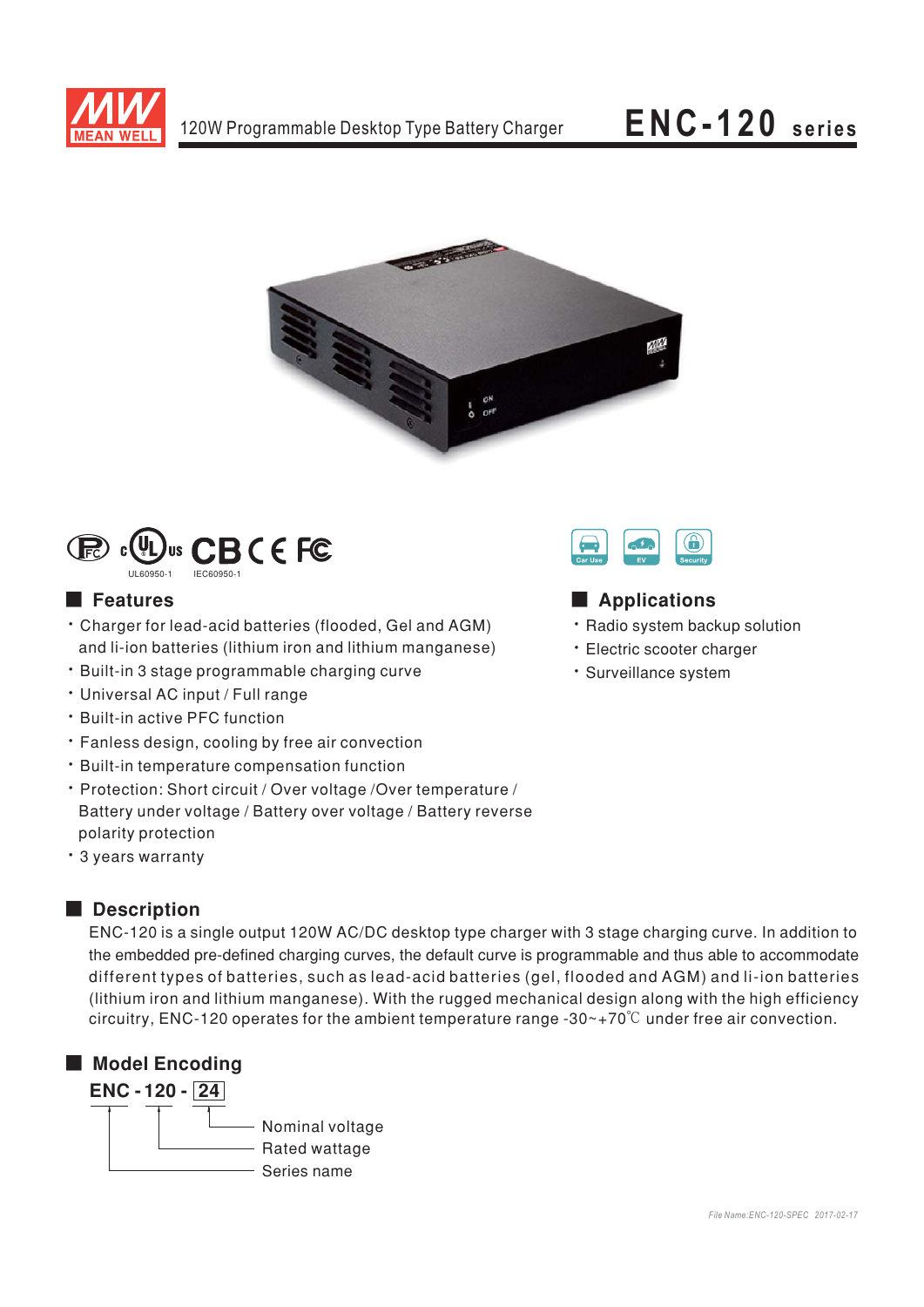120W Programmable Desktop Type Battery Charger

# ENC-120 series

UL60950-1 IEC60950-1

## Features

- Charger for lead-acid batteries (flooded, Gel and AGM) and li-ion batteries (lithium iron and lithium manganese)
- Built-in 3 stage programmable charging curve
- Universal AC input / Full range
- Built-in active PFC function
- Fanless design, cooling by free air convection
- Built-in temperature compensation function
- Protection: Short circuit / Over voltage /Over temperature / Battery under voltage / Battery over voltage / Battery reverse polarity protection
- 3 years warranty

## Applications

- Radio system backup solution
- Electric scooter charger
- Surveillance system

## Description

ENC-120 is a single output 120W AC/DC desktop type charger with 3 stage charging curve. In addition to the embedded pre-defined charging curves, the default curve is programmable and thus able to accommodate different types of batteries, such as lead-acid batteries (gel, flooded and AGM) and li-ion batteries (lithium iron and lithium manganese). With the rugged mechanical design along with the high efficiency circuitry, ENC-120 operates for the ambient temperature range -30~+70℃ under free air convection.

## Model Encoding

**ENC - 120 - 24**

- 24: Nominal voltage
- 120: Rated wattage
- ENC: Series name

File Name:ENC-120-SPEC 2017-02-17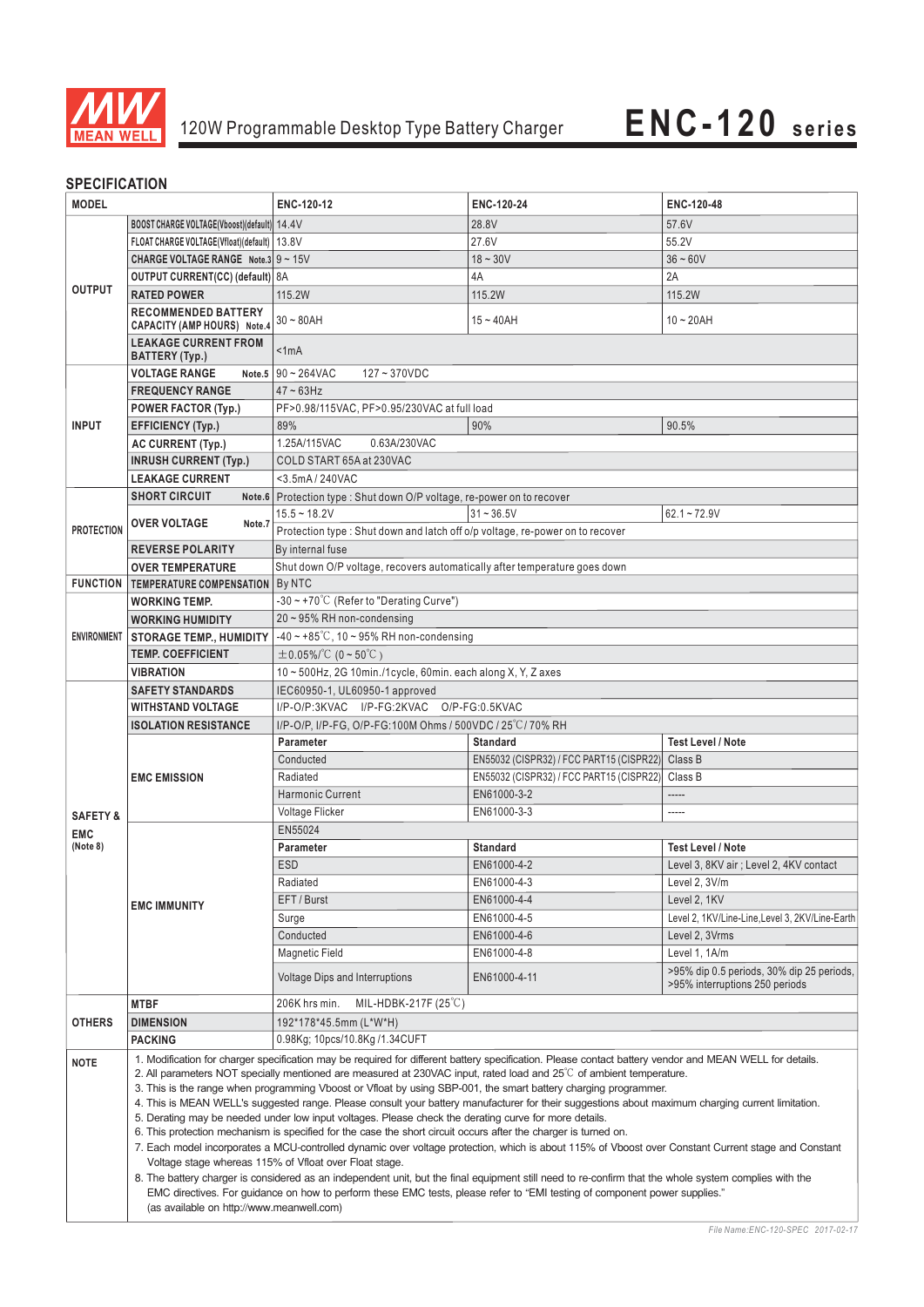# 120W Programmable Desktop Type Battery Charger ENC-120 series

## SPECIFICATION

| MODEL | | ENC-120-12 | ENC-120-24 | ENC-120-48 |
|---|---|---|---|---|
| OUTPUT | BOOST CHARGE VOLTAGE(Vboost)(default) | 14.4V | 28.8V | 57.6V |
| | FLOAT CHARGE VOLTAGE(Vfloat)(default) | 13.8V | 27.6V | 55.2V |
| | CHARGE VOLTAGE RANGE Note.3 | 9 ~ 15V | 18 ~ 30V | 36 ~ 60V |
| | OUTPUT CURRENT(CC) (default) | 8A | 4A | 2A |
| | RATED POWER | 115.2W | 115.2W | 115.2W |
| | RECOMMENDED BATTERY CAPACITY (AMP HOURS) Note.4 | 30 ~ 80AH | 15 ~ 40AH | 10 ~ 20AH |
| | LEAKAGE CURRENT FROM BATTERY (Typ.) | <1mA | | |
| INPUT | VOLTAGE RANGE Note.5 | 90 ~ 264VAC 127 ~ 370VDC | | |
| | FREQUENCY RANGE | 47 ~ 63Hz | | |
| | POWER FACTOR (Typ.) | PF>0.98/115VAC, PF>0.95/230VAC at full load | | |
| | EFFICIENCY (Typ.) | 89% | 90% | 90.5% |
| | AC CURRENT (Typ.) | 1.25A/115VAC 0.63A/230VAC | | |
| | INRUSH CURRENT (Typ.) | COLD START 65A at 230VAC | | |
| | LEAKAGE CURRENT | <3.5mA / 240VAC | | |
| PROTECTION | SHORT CIRCUIT Note.6 | Protection type : Shut down O/P voltage, re-power on to recover | | |
| | OVER VOLTAGE Note.7 | 15.5 ~ 18.2V | 31 ~ 36.5V | 62.1 ~ 72.9V |
| | | Protection type : Shut down and latch off o/p voltage, re-power on to recover | | |
| | REVERSE POLARITY | By internal fuse | | |
| | OVER TEMPERATURE | Shut down O/P voltage, recovers automatically after temperature goes down | | |
| FUNCTION | TEMPERATURE COMPENSATION | By NTC | | |
| ENVIRONMENT | WORKING TEMP. | -30 ~ +70℃ (Refer to "Derating Curve") | | |
| | WORKING HUMIDITY | 20 ~ 95% RH non-condensing | | |
| | STORAGE TEMP., HUMIDITY | -40 ~ +85℃, 10 ~ 95% RH non-condensing | | |
| | TEMP. COEFFICIENT | ±0.05%/℃ (0 ~ 50℃) | | |
| | VIBRATION | 10 ~ 500Hz, 2G 10min./1cycle, 60min. each along X, Y, Z axes | | |
| SAFETY & EMC (Note 8) | SAFETY STANDARDS | IEC60950-1, UL60950-1 approved | | |
| | WITHSTAND VOLTAGE | I/P-O/P:3KVAC I/P-FG:2KVAC O/P-FG:0.5KVAC | | |
| | ISOLATION RESISTANCE | I/P-O/P, I/P-FG, O/P-FG:100M Ohms / 500VDC / 25℃/ 70% RH | | |
| | EMC EMISSION | **Parameter** | **Standard** | **Test Level / Note** |
| | | Conducted | EN55032 (CISPR32) / FCC PART15 (CISPR22) | Class B |
| | | Radiated | EN55032 (CISPR32) / FCC PART15 (CISPR22) | Class B |
| | | Harmonic Current | EN61000-3-2 | ----- |
| | | Voltage Flicker | EN61000-3-3 | ----- |
| | EMC IMMUNITY | EN55024 | | |
| | | **Parameter** | **Standard** | **Test Level / Note** |
| | | ESD | EN61000-4-2 | Level 3, 8KV air ; Level 2, 4KV contact |
| | | Radiated | EN61000-4-3 | Level 2, 3V/m |
| | | EFT / Burst | EN61000-4-4 | Level 2, 1KV |
| | | Surge | EN61000-4-5 | Level 2, 1KV/Line-Line,Level 3, 2KV/Line-Earth |
| | | Conducted | EN61000-4-6 | Level 2, 3Vrms |
| | | Magnetic Field | EN61000-4-8 | Level 1, 1A/m |
| | | Voltage Dips and Interruptions | EN61000-4-11 | >95% dip 0.5 periods, 30% dip 25 periods, >95% interruptions 250 periods |
| OTHERS | MTBF | 206K hrs min. MIL-HDBK-217F (25℃) | | |
| | DIMENSION | 192*178*45.5mm (L*W*H) | | |
| | PACKING | 0.98Kg; 10pcs/10.8Kg /1.34CUFT | | |

**NOTE**

1. Modification for charger specification may be required for different battery specification. Please contact battery vendor and MEAN WELL for details.
2. All parameters NOT specially mentioned are measured at 230VAC input, rated load and 25℃ of ambient temperature.
3. This is the range when programming Vboost or Vfloat by using SBP-001, the smart battery charging programmer.
4. This is MEAN WELL's suggested range. Please consult your battery manufacturer for their suggestions about maximum charging current limitation.
5. Derating may be needed under low input voltages. Please check the derating curve for more details.
6. This protection mechanism is specified for the case the short circuit occurs after the charger is turned on.
7. Each model incorporates a MCU-controlled dynamic over voltage protection, which is about 115% of Vboost over Constant Current stage and Constant Voltage stage whereas 115% of Vfloat over Float stage.
8. The battery charger is considered as an independent unit, but the final equipment still need to re-confirm that the whole system complies with the EMC directives. For guidance on how to perform these EMC tests, please refer to "EMI testing of component power supplies." (as available on http://www.meanwell.com)

*File Name:ENC-120-SPEC 2017-02-17*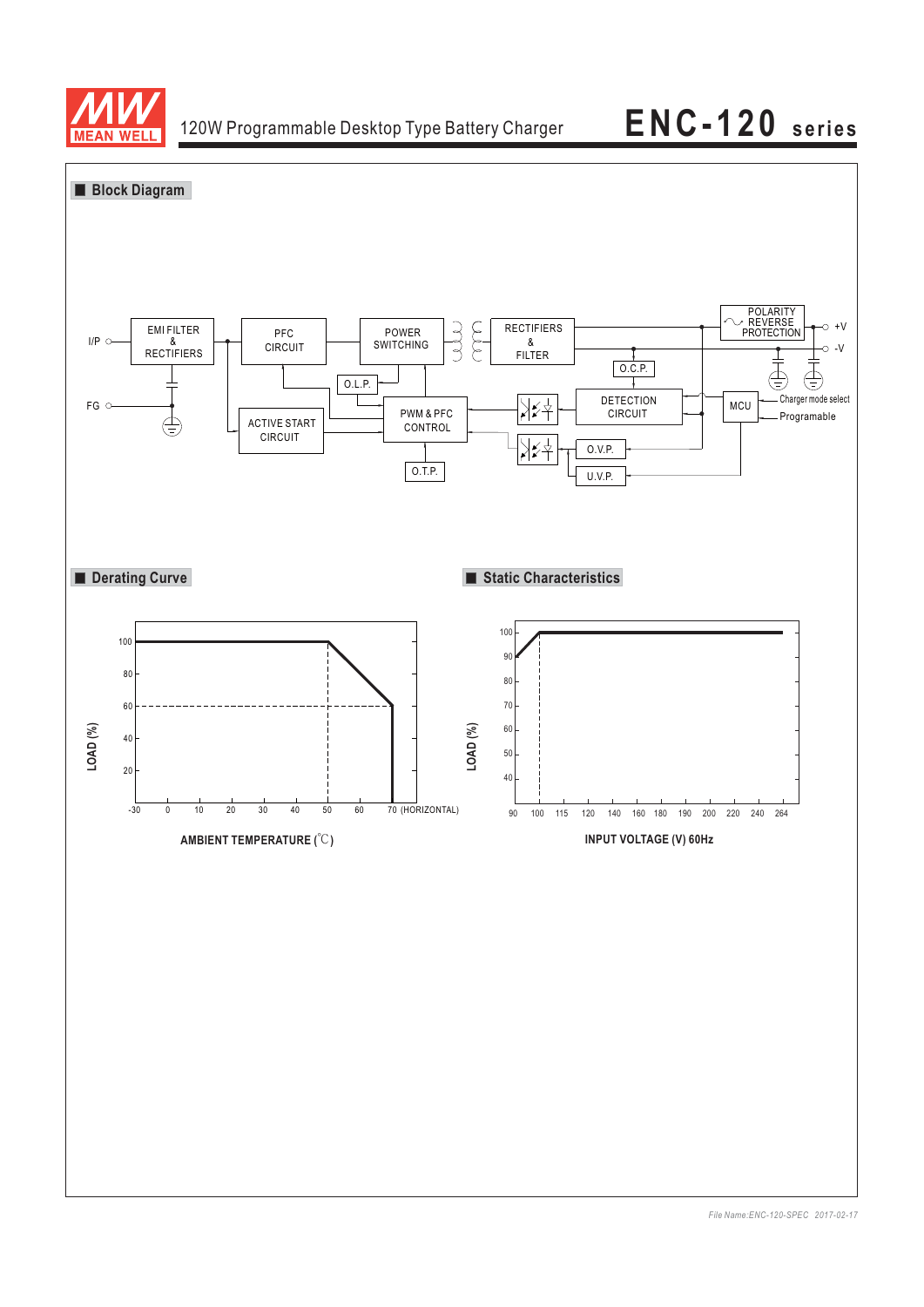## Block Diagram

## Derating Curve

## Static Characteristics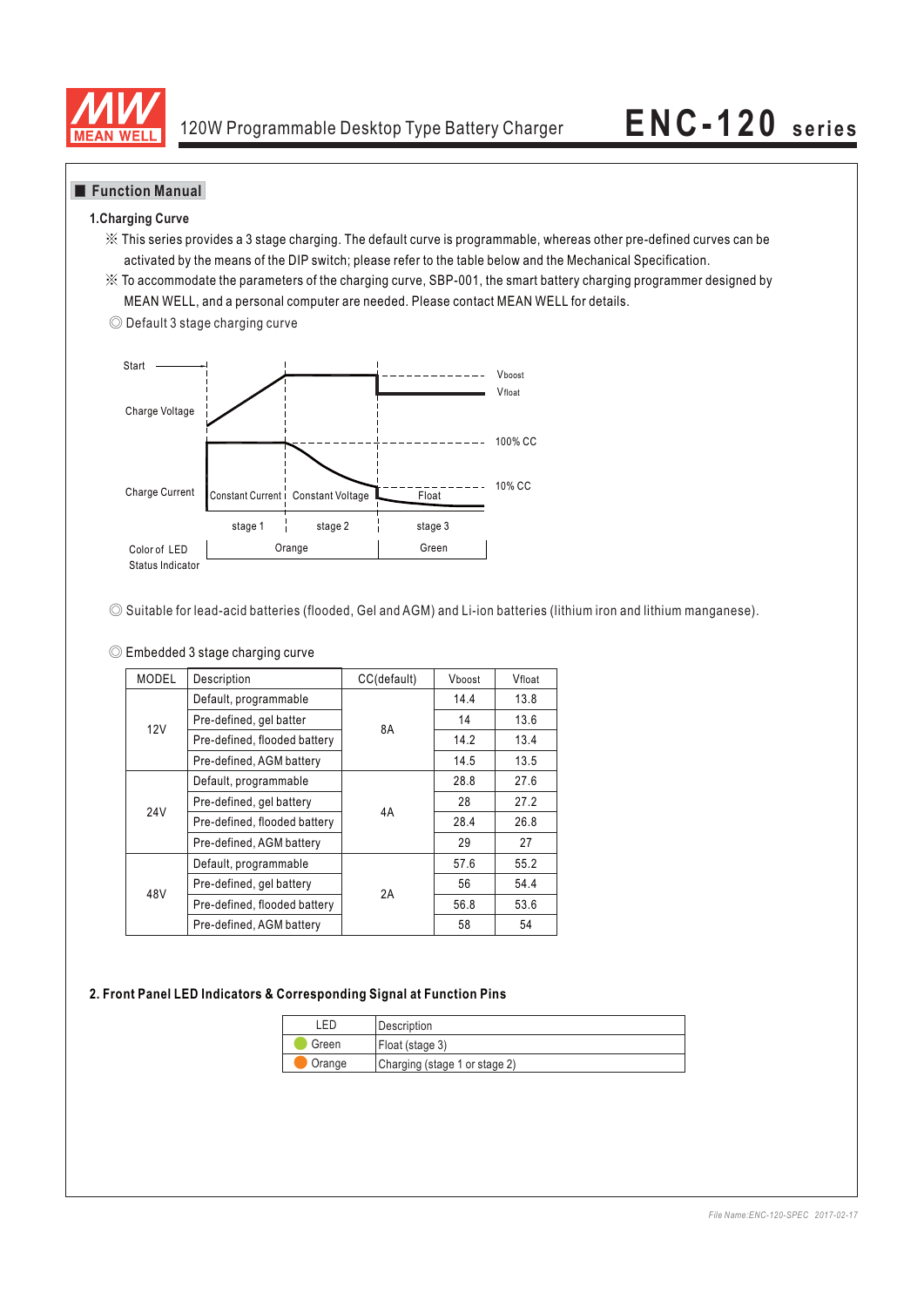## Function Manual

### 1.Charging Curve

※ This series provides a 3 stage charging. The default curve is programmable, whereas other pre-defined curves can be activated by the means of the DIP switch; please refer to the table below and the Mechanical Specification.

※ To accommodate the parameters of the charging curve, SBP-001, the smart battery charging programmer designed by MEAN WELL, and a personal computer are needed. Please contact MEAN WELL for details.

◎ Default 3 stage charging curve

Start

Charge Voltage — Vboost, Vfloat

Charge Current — 100% CC, 10% CC

Constant Current | Constant Voltage | Float

stage 1 | stage 2 | stage 3

Color of LED Status Indicator: Orange | Green

◎ Suitable for lead-acid batteries (flooded, Gel and AGM) and Li-ion batteries (lithium iron and lithium manganese).

◎ Embedded 3 stage charging curve

| MODEL | Description | CC(default) | Vboost | Vfloat |
|---|---|---|---|---|
| 12V | Default, programmable | 8A | 14.4 | 13.8 |
| | Pre-defined, gel batter | | 14 | 13.6 |
| | Pre-defined, flooded battery | | 14.2 | 13.4 |
| | Pre-defined, AGM battery | | 14.5 | 13.5 |
| 24V | Default, programmable | 4A | 28.8 | 27.6 |
| | Pre-defined, gel battery | | 28 | 27.2 |
| | Pre-defined, flooded battery | | 28.4 | 26.8 |
| | Pre-defined, AGM battery | | 29 | 27 |
| 48V | Default, programmable | 2A | 57.6 | 55.2 |
| | Pre-defined, gel battery | | 56 | 54.4 |
| | Pre-defined, flooded battery | | 56.8 | 53.6 |
| | Pre-defined, AGM battery | | 58 | 54 |

### 2. Front Panel LED Indicators & Corresponding Signal at Function Pins

| LED | Description |
|---|---|
| Green | Float (stage 3) |
| Orange | Charging (stage 1 or stage 2) |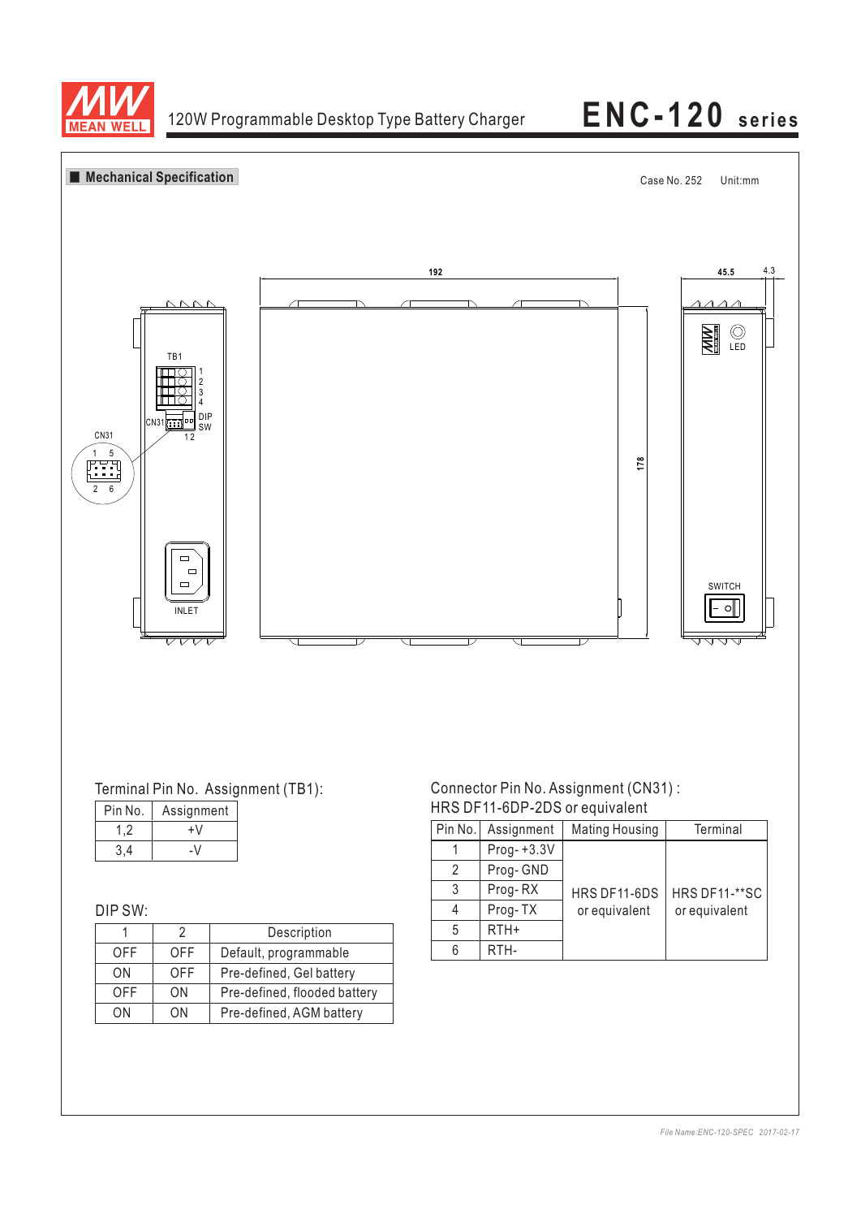## Mechanical Specification

Case No. 252    Unit:mm

192

45.5

4.3

178

TB1

1
2
3
4

CN31

DIP SW

1 2

CN31

1 5

2 6

INLET

LED

SWITCH

Terminal Pin No. Assignment (TB1):

| Pin No. | Assignment |
|---|---|
| 1,2 | +V |
| 3,4 | -V |

DIP SW:

| 1 | 2 | Description |
|---|---|---|
| OFF | OFF | Default, programmable |
| ON | OFF | Pre-defined, Gel battery |
| OFF | ON | Pre-defined, flooded battery |
| ON | ON | Pre-defined, AGM battery |

Connector Pin No. Assignment (CN31) :
HRS DF11-6DP-2DS or equivalent

| Pin No. | Assignment | Mating Housing | Terminal |
|---|---|---|---|
| 1 | Prog- +3.3V | HRS DF11-6DS or equivalent | HRS DF11-**SC or equivalent |
| 2 | Prog- GND | | |
| 3 | Prog- RX | | |
| 4 | Prog- TX | | |
| 5 | RTH+ | | |
| 6 | RTH- | | |